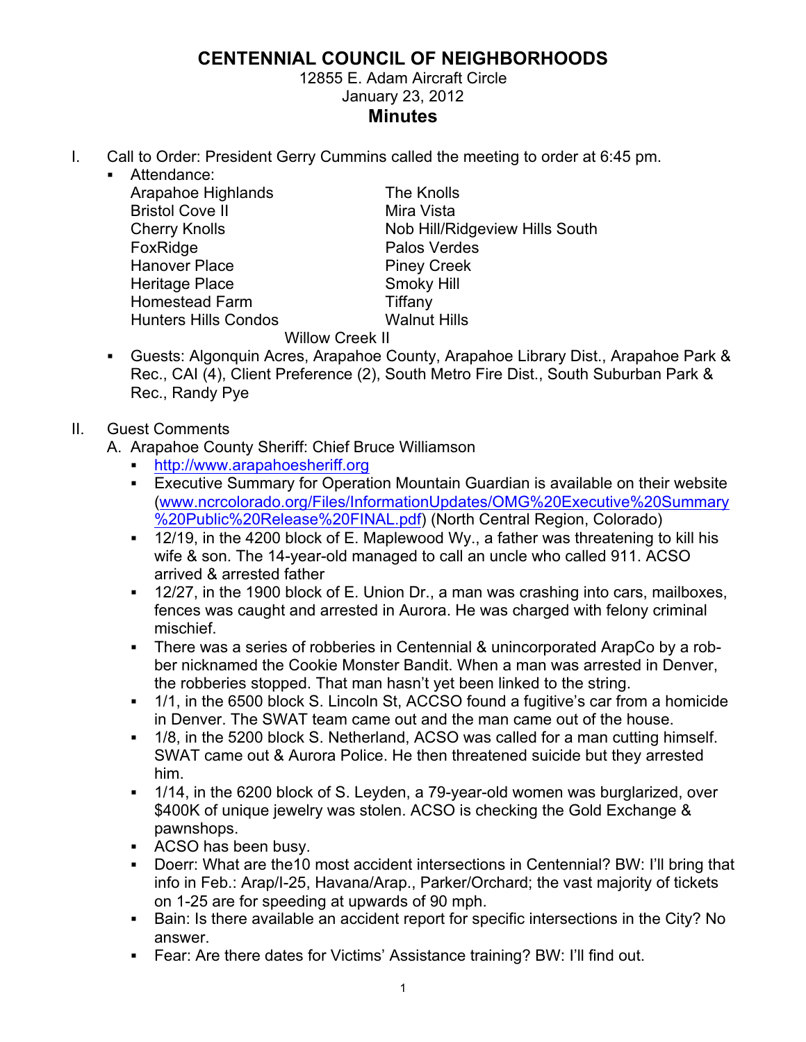# CENTENNIAL COUNCIL OF NEIGHBORHOODS

12855 E. Adam Aircraft Circle
January 23, 2012

## Minutes

I. Call to Order: President Gerry Cummins called the meeting to order at 6:45 pm.

- Attendance:

  Arapahoe Highlands
  Bristol Cove II
  Cherry Knolls
  FoxRidge
  Hanover Place
  Heritage Place
  Homestead Farm
  Hunters Hills Condos
  The Knolls
  Mira Vista
  Nob Hill/Ridgeview Hills South
  Palos Verdes
  Piney Creek
  Smoky Hill
  Tiffany
  Walnut Hills
  Willow Creek II

- Guests: Algonquin Acres, Arapahoe County, Arapahoe Library Dist., Arapahoe Park & Rec., CAI (4), Client Preference (2), South Metro Fire Dist., South Suburban Park & Rec., Randy Pye

II. Guest Comments

A. Arapahoe County Sheriff: Chief Bruce Williamson

- http://www.arapahoesheriff.org
- Executive Summary for Operation Mountain Guardian is available on their website (www.ncrcolorado.org/Files/InformationUpdates/OMG%20Executive%20Summary%20Public%20Release%20FINAL.pdf) (North Central Region, Colorado)
- 12/19, in the 4200 block of E. Maplewood Wy., a father was threatening to kill his wife & son. The 14-year-old managed to call an uncle who called 911. ACSO arrived & arrested father
- 12/27, in the 1900 block of E. Union Dr., a man was crashing into cars, mailboxes, fences was caught and arrested in Aurora. He was charged with felony criminal mischief.
- There was a series of robberies in Centennial & unincorporated ArapCo by a robber nicknamed the Cookie Monster Bandit. When a man was arrested in Denver, the robberies stopped. That man hasn't yet been linked to the string.
- 1/1, in the 6500 block S. Lincoln St, ACCSO found a fugitive's car from a homicide in Denver. The SWAT team came out and the man came out of the house.
- 1/8, in the 5200 block S. Netherland, ACSO was called for a man cutting himself. SWAT came out & Aurora Police. He then threatened suicide but they arrested him.
- 1/14, in the 6200 block of S. Leyden, a 79-year-old women was burglarized, over $400K of unique jewelry was stolen. ACSO is checking the Gold Exchange & pawnshops.
- ACSO has been busy.
- Doerr: What are the10 most accident intersections in Centennial? BW: I'll bring that info in Feb.: Arap/I-25, Havana/Arap., Parker/Orchard; the vast majority of tickets on 1-25 are for speeding at upwards of 90 mph.
- Bain: Is there available an accident report for specific intersections in the City? No answer.
- Fear: Are there dates for Victims' Assistance training? BW: I'll find out.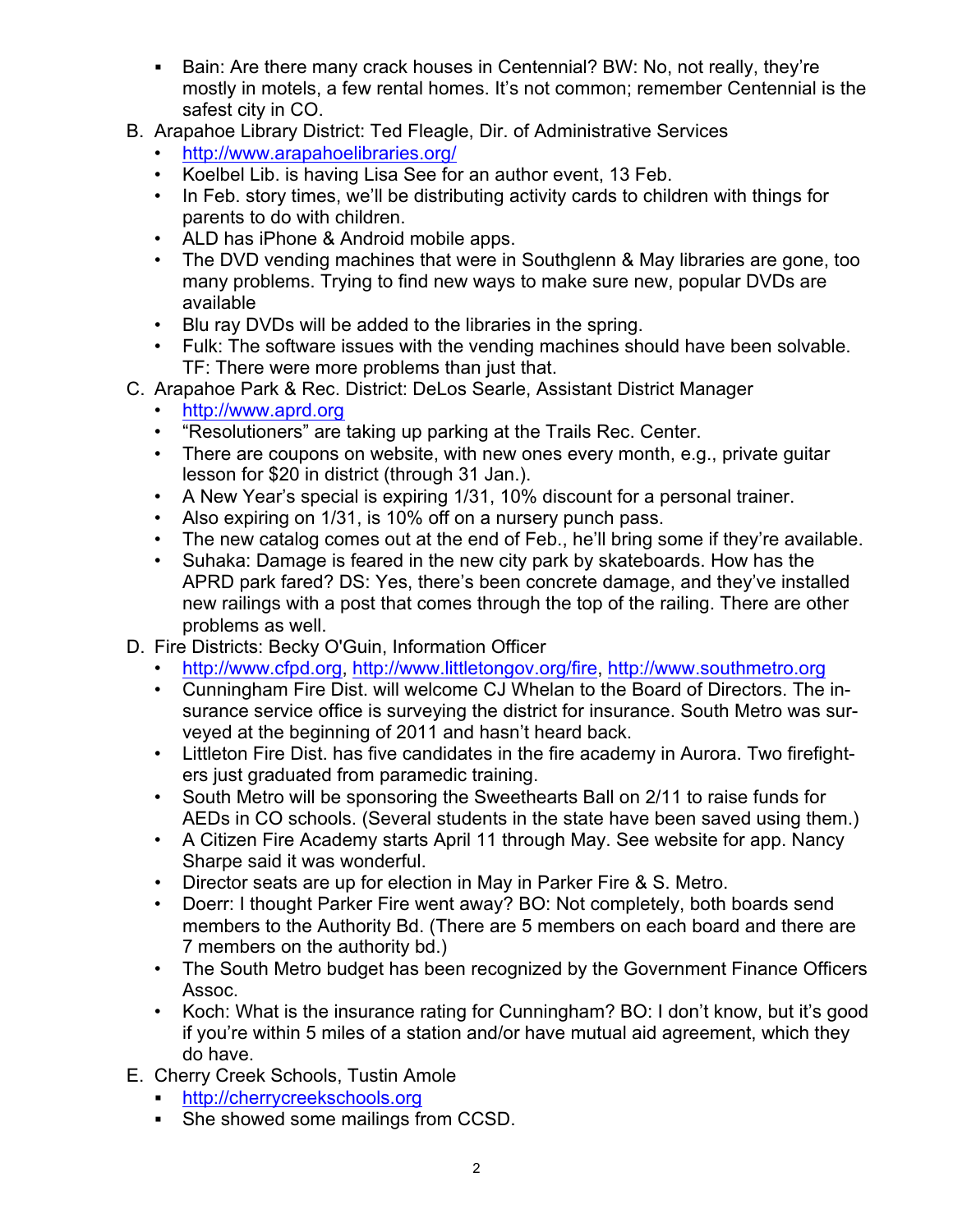- Bain: Are there many crack houses in Centennial? BW: No, not really, they're mostly in motels, a few rental homes. It's not common; remember Centennial is the safest city in CO.

B. Arapahoe Library District: Ted Fleagle, Dir. of Administrative Services
   - http://www.arapahoelibraries.org/
   - Koelbel Lib. is having Lisa See for an author event, 13 Feb.
   - In Feb. story times, we'll be distributing activity cards to children with things for parents to do with children.
   - ALD has iPhone & Android mobile apps.
   - The DVD vending machines that were in Southglenn & May libraries are gone, too many problems. Trying to find new ways to make sure new, popular DVDs are available
   - Blu ray DVDs will be added to the libraries in the spring.
   - Fulk: The software issues with the vending machines should have been solvable. TF: There were more problems than just that.

C. Arapahoe Park & Rec. District: DeLos Searle, Assistant District Manager
   - http://www.aprd.org
   - "Resolutioners" are taking up parking at the Trails Rec. Center.
   - There are coupons on website, with new ones every month, e.g., private guitar lesson for $20 in district (through 31 Jan.).
   - A New Year's special is expiring 1/31, 10% discount for a personal trainer.
   - Also expiring on 1/31, is 10% off on a nursery punch pass.
   - The new catalog comes out at the end of Feb., he'll bring some if they're available.
   - Suhaka: Damage is feared in the new city park by skateboards. How has the APRD park fared? DS: Yes, there's been concrete damage, and they've installed new railings with a post that comes through the top of the railing. There are other problems as well.

D. Fire Districts: Becky O'Guin, Information Officer
   - http://www.cfpd.org, http://www.littletongov.org/fire, http://www.southmetro.org
   - Cunningham Fire Dist. will welcome CJ Whelan to the Board of Directors. The insurance service office is surveying the district for insurance. South Metro was surveyed at the beginning of 2011 and hasn't heard back.
   - Littleton Fire Dist. has five candidates in the fire academy in Aurora. Two firefighters just graduated from paramedic training.
   - South Metro will be sponsoring the Sweethearts Ball on 2/11 to raise funds for AEDs in CO schools. (Several students in the state have been saved using them.)
   - A Citizen Fire Academy starts April 11 through May. See website for app. Nancy Sharpe said it was wonderful.
   - Director seats are up for election in May in Parker Fire & S. Metro.
   - Doerr: I thought Parker Fire went away? BO: Not completely, both boards send members to the Authority Bd. (There are 5 members on each board and there are 7 members on the authority bd.)
   - The South Metro budget has been recognized by the Government Finance Officers Assoc.
   - Koch: What is the insurance rating for Cunningham? BO: I don't know, but it's good if you're within 5 miles of a station and/or have mutual aid agreement, which they do have.

E. Cherry Creek Schools, Tustin Amole
   - http://cherrycreekschools.org
   - She showed some mailings from CCSD.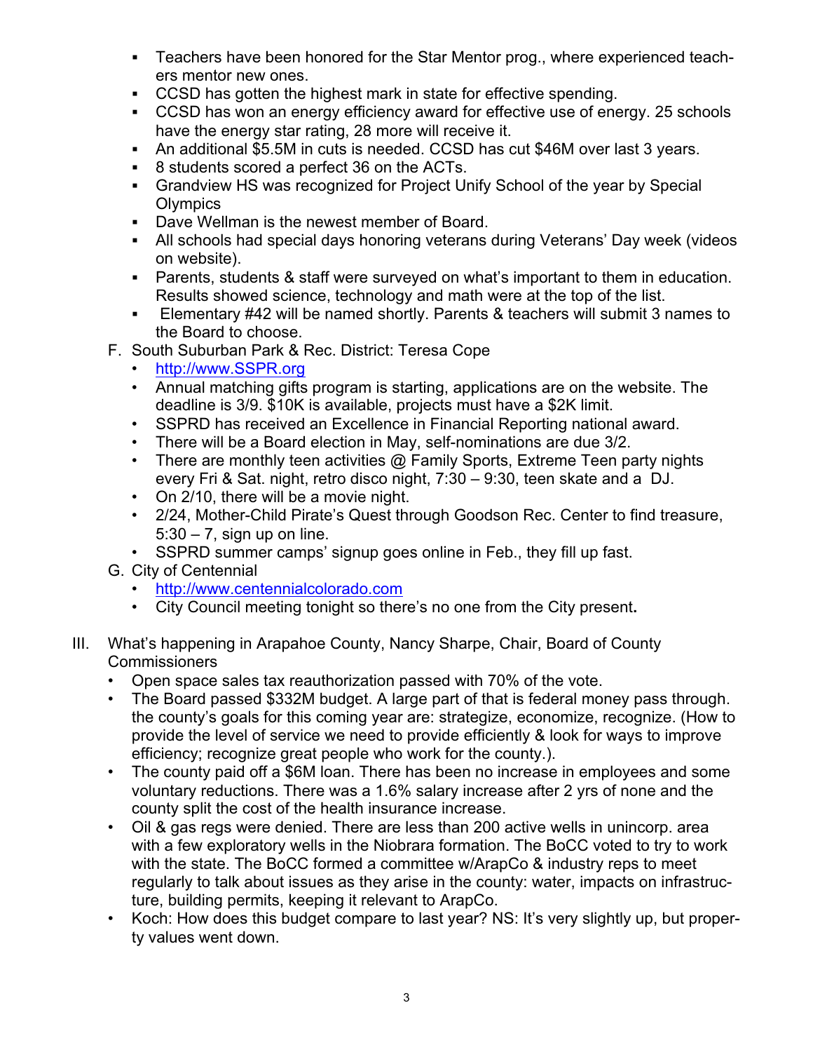- Teachers have been honored for the Star Mentor prog., where experienced teachers mentor new ones.
- CCSD has gotten the highest mark in state for effective spending.
- CCSD has won an energy efficiency award for effective use of energy. 25 schools have the energy star rating, 28 more will receive it.
- An additional $5.5M in cuts is needed. CCSD has cut $46M over last 3 years.
- 8 students scored a perfect 36 on the ACTs.
- Grandview HS was recognized for Project Unify School of the year by Special Olympics
- Dave Wellman is the newest member of Board.
- All schools had special days honoring veterans during Veterans' Day week (videos on website).
- Parents, students & staff were surveyed on what's important to them in education. Results showed science, technology and math were at the top of the list.
- Elementary #42 will be named shortly. Parents & teachers will submit 3 names to the Board to choose.

F. South Suburban Park & Rec. District: Teresa Cope
- http://www.SSPR.org
- Annual matching gifts program is starting, applications are on the website. The deadline is 3/9. $10K is available, projects must have a $2K limit.
- SSPRD has received an Excellence in Financial Reporting national award.
- There will be a Board election in May, self-nominations are due 3/2.
- There are monthly teen activities @ Family Sports, Extreme Teen party nights every Fri & Sat. night, retro disco night, 7:30 – 9:30, teen skate and a DJ.
- On 2/10, there will be a movie night.
- 2/24, Mother-Child Pirate's Quest through Goodson Rec. Center to find treasure, 5:30 – 7, sign up on line.
- SSPRD summer camps' signup goes online in Feb., they fill up fast.

G. City of Centennial
- http://www.centennialcolorado.com
- City Council meeting tonight so there's no one from the City present**.**

III. What's happening in Arapahoe County, Nancy Sharpe, Chair, Board of County Commissioners
- Open space sales tax reauthorization passed with 70% of the vote.
- The Board passed $332M budget. A large part of that is federal money pass through. the county's goals for this coming year are: strategize, economize, recognize. (How to provide the level of service we need to provide efficiently & look for ways to improve efficiency; recognize great people who work for the county.).
- The county paid off a $6M loan. There has been no increase in employees and some voluntary reductions. There was a 1.6% salary increase after 2 yrs of none and the county split the cost of the health insurance increase.
- Oil & gas regs were denied. There are less than 200 active wells in unincorp. area with a few exploratory wells in the Niobrara formation. The BoCC voted to try to work with the state. The BoCC formed a committee w/ArapCo & industry reps to meet regularly to talk about issues as they arise in the county: water, impacts on infrastructure, building permits, keeping it relevant to ArapCo.
- Koch: How does this budget compare to last year? NS: It's very slightly up, but property values went down.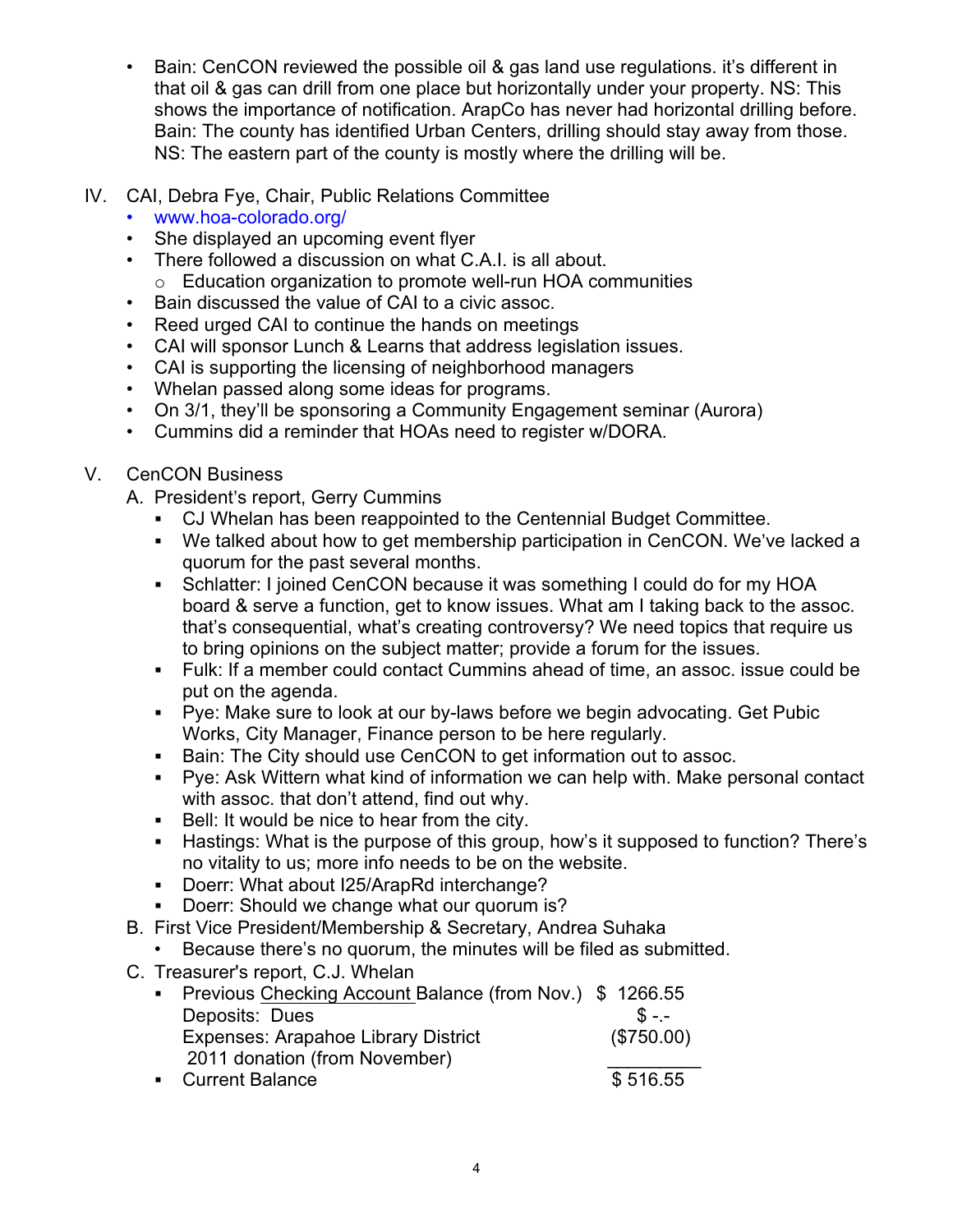- Bain: CenCON reviewed the possible oil & gas land use regulations. it's different in that oil & gas can drill from one place but horizontally under your property. NS: This shows the importance of notification. ArapCo has never had horizontal drilling before. Bain: The county has identified Urban Centers, drilling should stay away from those. NS: The eastern part of the county is mostly where the drilling will be.

IV. CAI, Debra Fye, Chair, Public Relations Committee
- www.hoa-colorado.org/
- She displayed an upcoming event flyer
- There followed a discussion on what C.A.I. is all about.
  - Education organization to promote well-run HOA communities
- Bain discussed the value of CAI to a civic assoc.
- Reed urged CAI to continue the hands on meetings
- CAI will sponsor Lunch & Learns that address legislation issues.
- CAI is supporting the licensing of neighborhood managers
- Whelan passed along some ideas for programs.
- On 3/1, they'll be sponsoring a Community Engagement seminar (Aurora)
- Cummins did a reminder that HOAs need to register w/DORA.

V. CenCON Business

A. President's report, Gerry Cummins
- CJ Whelan has been reappointed to the Centennial Budget Committee.
- We talked about how to get membership participation in CenCON. We've lacked a quorum for the past several months.
- Schlatter: I joined CenCON because it was something I could do for my HOA board & serve a function, get to know issues. What am I taking back to the assoc. that's consequential, what's creating controversy? We need topics that require us to bring opinions on the subject matter; provide a forum for the issues.
- Fulk: If a member could contact Cummins ahead of time, an assoc. issue could be put on the agenda.
- Pye: Make sure to look at our by-laws before we begin advocating. Get Pubic Works, City Manager, Finance person to be here regularly.
- Bain: The City should use CenCON to get information out to assoc.
- Pye: Ask Wittern what kind of information we can help with. Make personal contact with assoc. that don't attend, find out why.
- Bell: It would be nice to hear from the city.
- Hastings: What is the purpose of this group, how's it supposed to function? There's no vitality to us; more info needs to be on the website.
- Doerr: What about I25/ArapRd interchange?
- Doerr: Should we change what our quorum is?

B. First Vice President/Membership & Secretary, Andrea Suhaka
- Because there's no quorum, the minutes will be filed as submitted.

C. Treasurer's report, C.J. Whelan
- Previous Checking Account Balance (from Nov.) $ 1266.55
  Deposits: Dues $ -.-
  Expenses: Arapahoe Library District 2011 donation (from November) ($750.00)
- Current Balance $ 516.55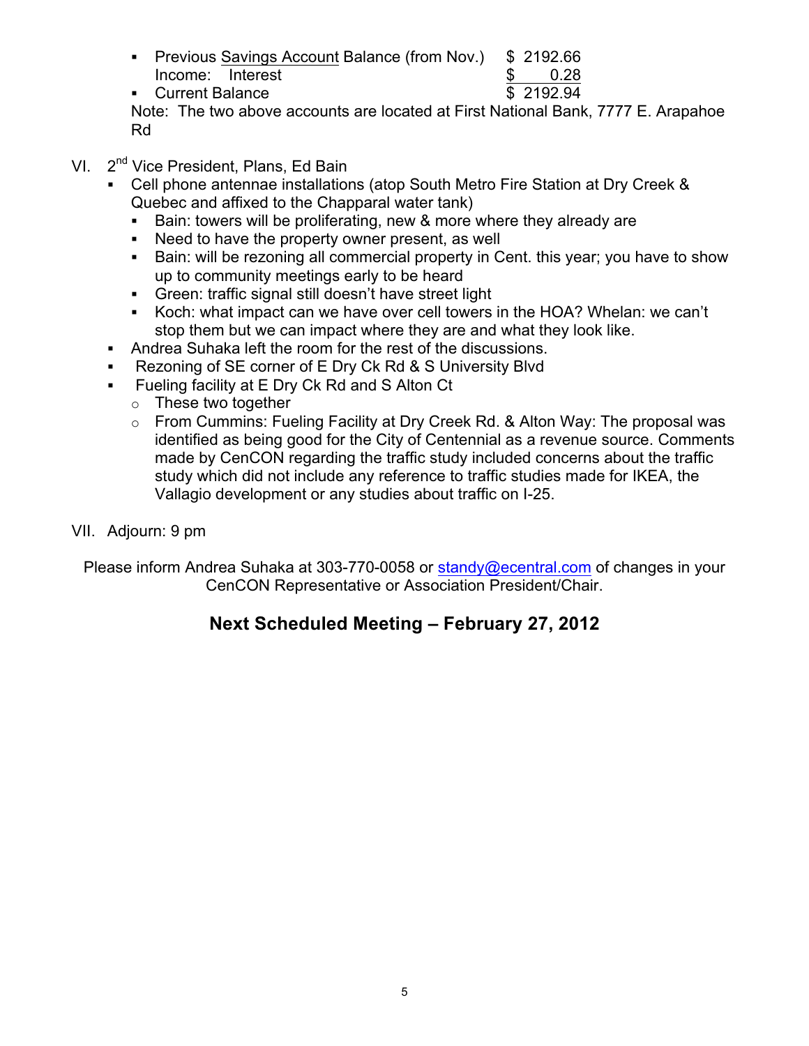- Previous Savings Account Balance (from Nov.) $ 2192.66
  Income: Interest $ 0.28
- Current Balance $ 2192.94

Note: The two above accounts are located at First National Bank, 7777 E. Arapahoe Rd

VI. 2nd Vice President, Plans, Ed Bain

- Cell phone antennae installations (atop South Metro Fire Station at Dry Creek & Quebec and affixed to the Chapparal water tank)
  - Bain: towers will be proliferating, new & more where they already are
  - Need to have the property owner present, as well
  - Bain: will be rezoning all commercial property in Cent. this year; you have to show up to community meetings early to be heard
  - Green: traffic signal still doesn't have street light
  - Koch: what impact can we have over cell towers in the HOA? Whelan: we can't stop them but we can impact where they are and what they look like.
- Andrea Suhaka left the room for the rest of the discussions.
- Rezoning of SE corner of E Dry Ck Rd & S University Blvd
- Fueling facility at E Dry Ck Rd and S Alton Ct
  - These two together
  - From Cummins: Fueling Facility at Dry Creek Rd. & Alton Way: The proposal was identified as being good for the City of Centennial as a revenue source. Comments made by CenCON regarding the traffic study included concerns about the traffic study which did not include any reference to traffic studies made for IKEA, the Vallagio development or any studies about traffic on I-25.

VII. Adjourn: 9 pm

Please inform Andrea Suhaka at 303-770-0058 or standy@ecentral.com of changes in your CenCON Representative or Association President/Chair.

## Next Scheduled Meeting – February 27, 2012